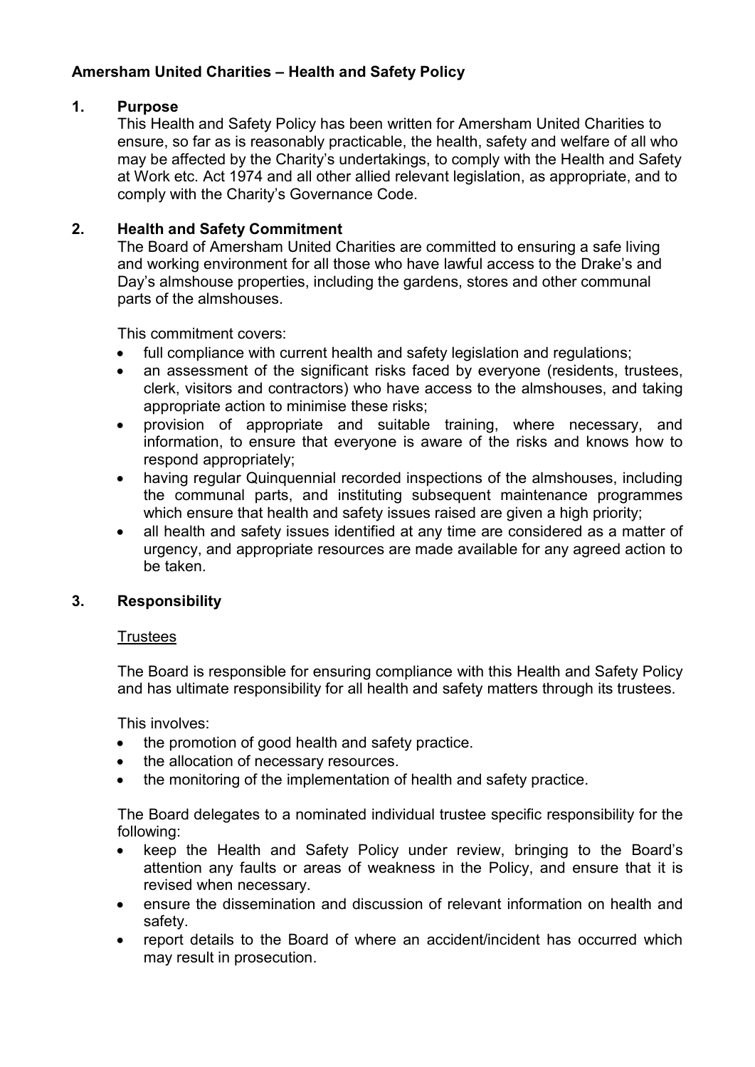# Amersham United Charities – Health and Safety Policy

## 1. Purpose

This Health and Safety Policy has been written for Amersham United Charities to ensure, so far as is reasonably practicable, the health, safety and welfare of all who may be affected by the Charity's undertakings, to comply with the Health and Safety at Work etc. Act 1974 and all other allied relevant legislation, as appropriate, and to comply with the Charity's Governance Code.

## 2. Health and Safety Commitment

The Board of Amersham United Charities are committed to ensuring a safe living and working environment for all those who have lawful access to the Drake's and Day's almshouse properties, including the gardens, stores and other communal parts of the almshouses.

This commitment covers:

- full compliance with current health and safety legislation and regulations;
- an assessment of the significant risks faced by everyone (residents, trustees, clerk, visitors and contractors) who have access to the almshouses, and taking appropriate action to minimise these risks;
- provision of appropriate and suitable training, where necessary, and information, to ensure that everyone is aware of the risks and knows how to respond appropriately;
- having regular Quinquennial recorded inspections of the almshouses, including the communal parts, and instituting subsequent maintenance programmes which ensure that health and safety issues raised are given a high priority;
- all health and safety issues identified at any time are considered as a matter of urgency, and appropriate resources are made available for any agreed action to be taken.

## 3. Responsibility

Trustees

The Board is responsible for ensuring compliance with this Health and Safety Policy and has ultimate responsibility for all health and safety matters through its trustees.

This involves:

- the promotion of good health and safety practice.
- the allocation of necessary resources.
- the monitoring of the implementation of health and safety practice.

The Board delegates to a nominated individual trustee specific responsibility for the following:

- keep the Health and Safety Policy under review, bringing to the Board's attention any faults or areas of weakness in the Policy, and ensure that it is revised when necessary.
- ensure the dissemination and discussion of relevant information on health and safety.
- report details to the Board of where an accident/incident has occurred which may result in prosecution.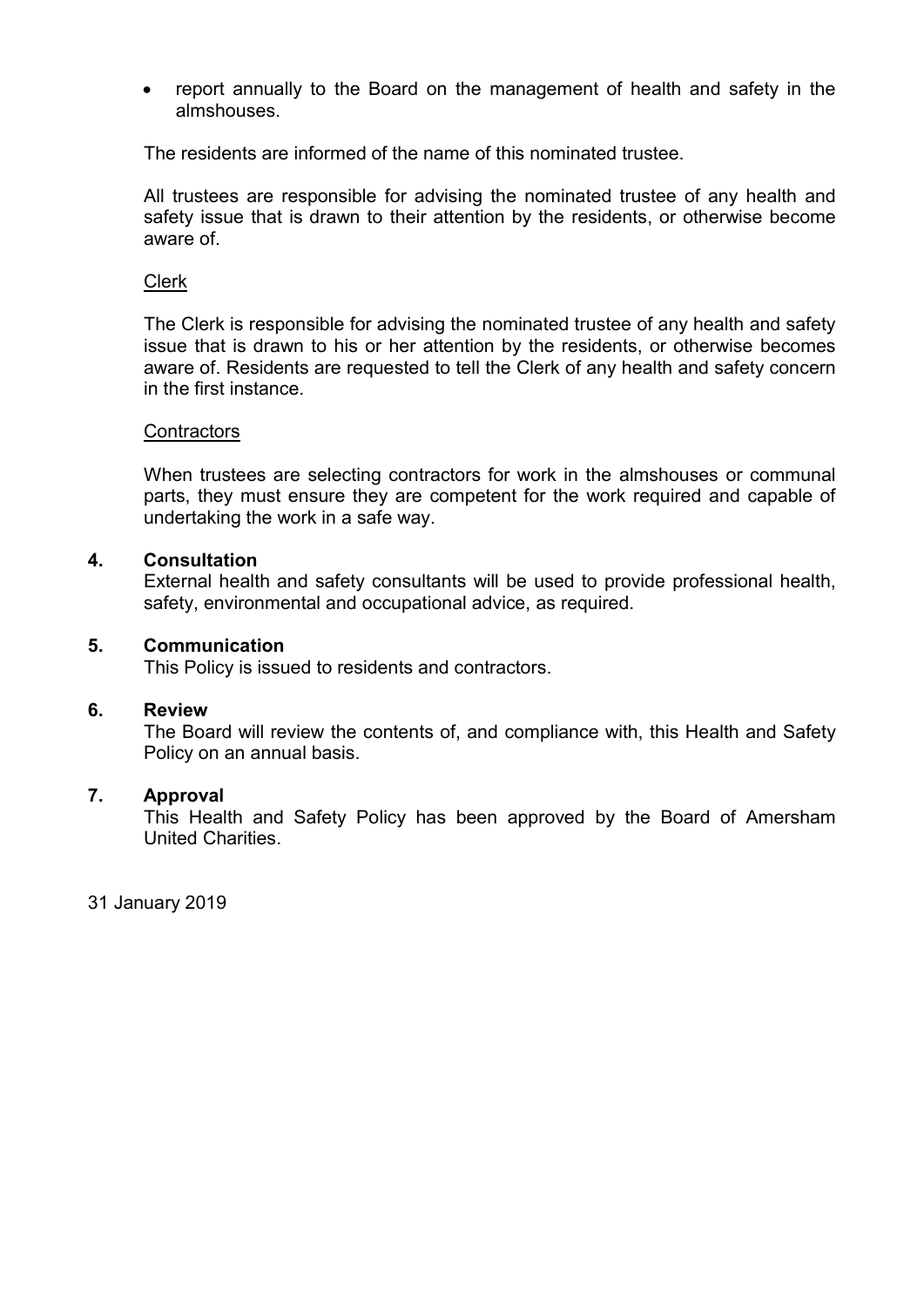- report annually to the Board on the management of health and safety in the almshouses.

The residents are informed of the name of this nominated trustee.

All trustees are responsible for advising the nominated trustee of any health and safety issue that is drawn to their attention by the residents, or otherwise become aware of.

Clerk

The Clerk is responsible for advising the nominated trustee of any health and safety issue that is drawn to his or her attention by the residents, or otherwise becomes aware of. Residents are requested to tell the Clerk of any health and safety concern in the first instance.

Contractors

When trustees are selecting contractors for work in the almshouses or communal parts, they must ensure they are competent for the work required and capable of undertaking the work in a safe way.

## 4. Consultation

External health and safety consultants will be used to provide professional health, safety, environmental and occupational advice, as required.

## 5. Communication

This Policy is issued to residents and contractors.

## 6. Review

The Board will review the contents of, and compliance with, this Health and Safety Policy on an annual basis.

## 7. Approval

This Health and Safety Policy has been approved by the Board of Amersham United Charities.

31 January 2019